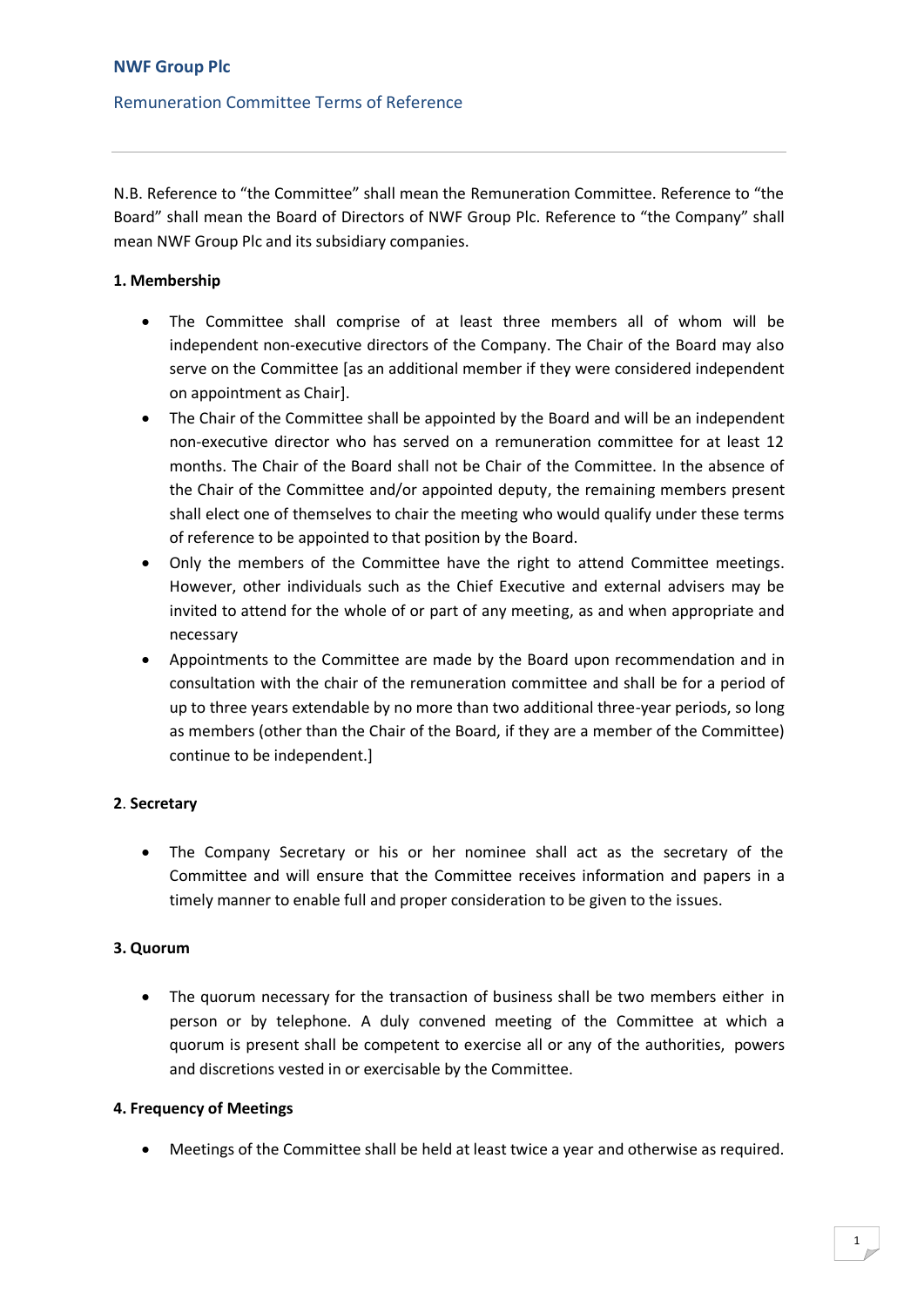# NWF Group Plc

## Remuneration Committee Terms of Reference

---

N.B. Reference to "the Committee" shall mean the Remuneration Committee. Reference to "the Board" shall mean the Board of Directors of NWF Group Plc. Reference to "the Company" shall mean NWF Group Plc and its subsidiary companies.

### 1. Membership

- The Committee shall comprise of at least three members all of whom will be independent non-executive directors of the Company. The Chair of the Board may also serve on the Committee [as an additional member if they were considered independent on appointment as Chair].
- The Chair of the Committee shall be appointed by the Board and will be an independent non-executive director who has served on a remuneration committee for at least 12 months. The Chair of the Board shall not be Chair of the Committee. In the absence of the Chair of the Committee and/or appointed deputy, the remaining members present shall elect one of themselves to chair the meeting who would qualify under these terms of reference to be appointed to that position by the Board.
- Only the members of the Committee have the right to attend Committee meetings. However, other individuals such as the Chief Executive and external advisers may be invited to attend for the whole of or part of any meeting, as and when appropriate and necessary
- Appointments to the Committee are made by the Board upon recommendation and in consultation with the chair of the remuneration committee and shall be for a period of up to three years extendable by no more than two additional three-year periods, so long as members (other than the Chair of the Board, if they are a member of the Committee) continue to be independent.]

### 2. Secretary

- The Company Secretary or his or her nominee shall act as the secretary of the Committee and will ensure that the Committee receives information and papers in a timely manner to enable full and proper consideration to be given to the issues.

### 3. Quorum

- The quorum necessary for the transaction of business shall be two members either in person or by telephone. A duly convened meeting of the Committee at which a quorum is present shall be competent to exercise all or any of the authorities, powers and discretions vested in or exercisable by the Committee.

### 4. Frequency of Meetings

- Meetings of the Committee shall be held at least twice a year and otherwise as required.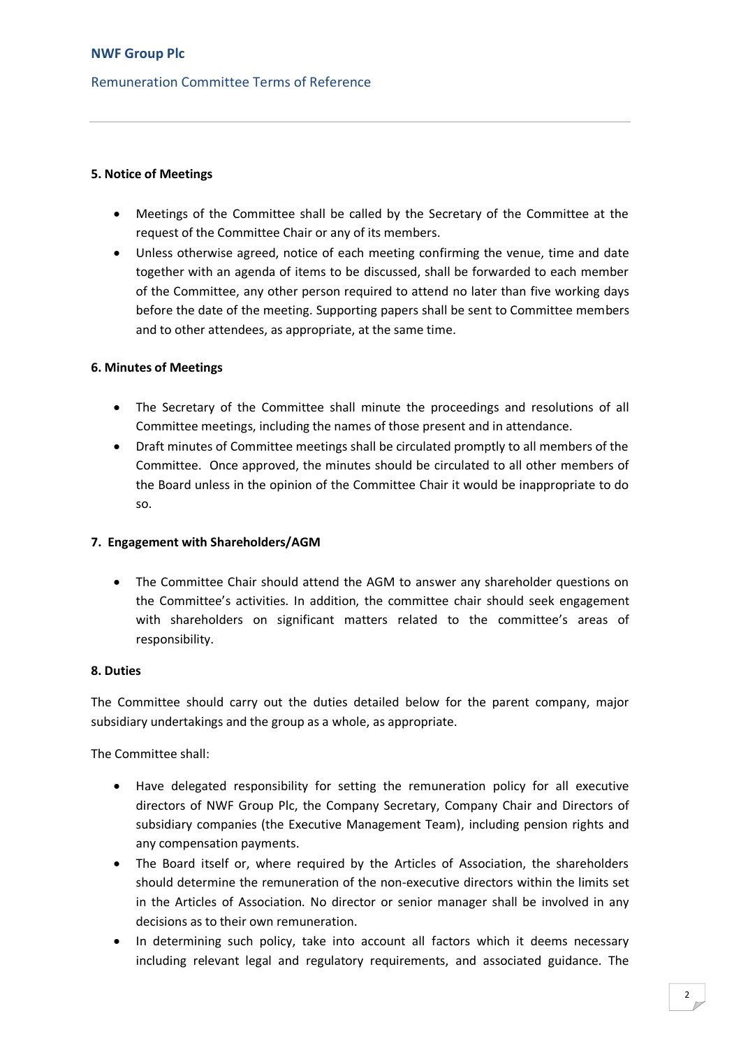### 5. Notice of Meetings

- Meetings of the Committee shall be called by the Secretary of the Committee at the request of the Committee Chair or any of its members.
- Unless otherwise agreed, notice of each meeting confirming the venue, time and date together with an agenda of items to be discussed, shall be forwarded to each member of the Committee, any other person required to attend no later than five working days before the date of the meeting. Supporting papers shall be sent to Committee members and to other attendees, as appropriate, at the same time.

### 6. Minutes of Meetings

- The Secretary of the Committee shall minute the proceedings and resolutions of all Committee meetings, including the names of those present and in attendance.
- Draft minutes of Committee meetings shall be circulated promptly to all members of the Committee. Once approved, the minutes should be circulated to all other members of the Board unless in the opinion of the Committee Chair it would be inappropriate to do so.

### 7. Engagement with Shareholders/AGM

- The Committee Chair should attend the AGM to answer any shareholder questions on the Committee's activities. In addition, the committee chair should seek engagement with shareholders on significant matters related to the committee's areas of responsibility.

### 8. Duties

The Committee should carry out the duties detailed below for the parent company, major subsidiary undertakings and the group as a whole, as appropriate.

The Committee shall:

- Have delegated responsibility for setting the remuneration policy for all executive directors of NWF Group Plc, the Company Secretary, Company Chair and Directors of subsidiary companies (the Executive Management Team), including pension rights and any compensation payments.
- The Board itself or, where required by the Articles of Association, the shareholders should determine the remuneration of the non-executive directors within the limits set in the Articles of Association. No director or senior manager shall be involved in any decisions as to their own remuneration.
- In determining such policy, take into account all factors which it deems necessary including relevant legal and regulatory requirements, and associated guidance. The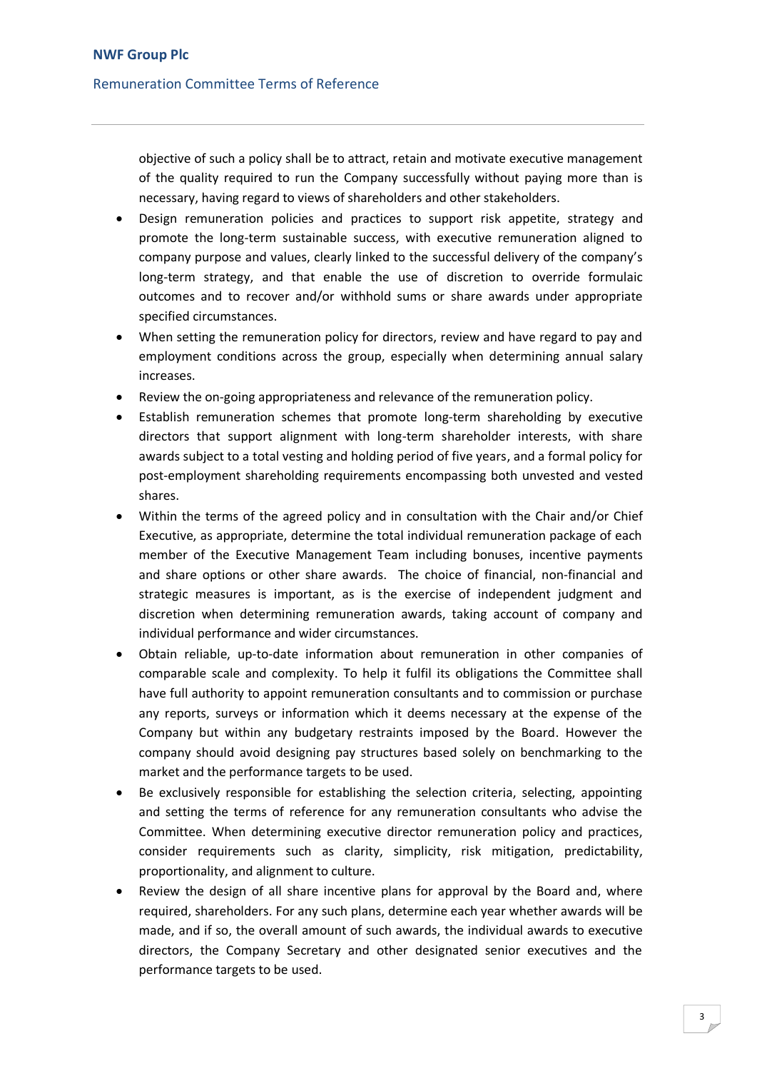objective of such a policy shall be to attract, retain and motivate executive management of the quality required to run the Company successfully without paying more than is necessary, having regard to views of shareholders and other stakeholders.

- Design remuneration policies and practices to support risk appetite, strategy and promote the long-term sustainable success, with executive remuneration aligned to company purpose and values, clearly linked to the successful delivery of the company's long-term strategy, and that enable the use of discretion to override formulaic outcomes and to recover and/or withhold sums or share awards under appropriate specified circumstances.
- When setting the remuneration policy for directors, review and have regard to pay and employment conditions across the group, especially when determining annual salary increases.
- Review the on-going appropriateness and relevance of the remuneration policy.
- Establish remuneration schemes that promote long-term shareholding by executive directors that support alignment with long-term shareholder interests, with share awards subject to a total vesting and holding period of five years, and a formal policy for post-employment shareholding requirements encompassing both unvested and vested shares.
- Within the terms of the agreed policy and in consultation with the Chair and/or Chief Executive, as appropriate, determine the total individual remuneration package of each member of the Executive Management Team including bonuses, incentive payments and share options or other share awards. The choice of financial, non-financial and strategic measures is important, as is the exercise of independent judgment and discretion when determining remuneration awards, taking account of company and individual performance and wider circumstances.
- Obtain reliable, up-to-date information about remuneration in other companies of comparable scale and complexity. To help it fulfil its obligations the Committee shall have full authority to appoint remuneration consultants and to commission or purchase any reports, surveys or information which it deems necessary at the expense of the Company but within any budgetary restraints imposed by the Board. However the company should avoid designing pay structures based solely on benchmarking to the market and the performance targets to be used.
- Be exclusively responsible for establishing the selection criteria, selecting, appointing and setting the terms of reference for any remuneration consultants who advise the Committee. When determining executive director remuneration policy and practices, consider requirements such as clarity, simplicity, risk mitigation, predictability, proportionality, and alignment to culture.
- Review the design of all share incentive plans for approval by the Board and, where required, shareholders. For any such plans, determine each year whether awards will be made, and if so, the overall amount of such awards, the individual awards to executive directors, the Company Secretary and other designated senior executives and the performance targets to be used.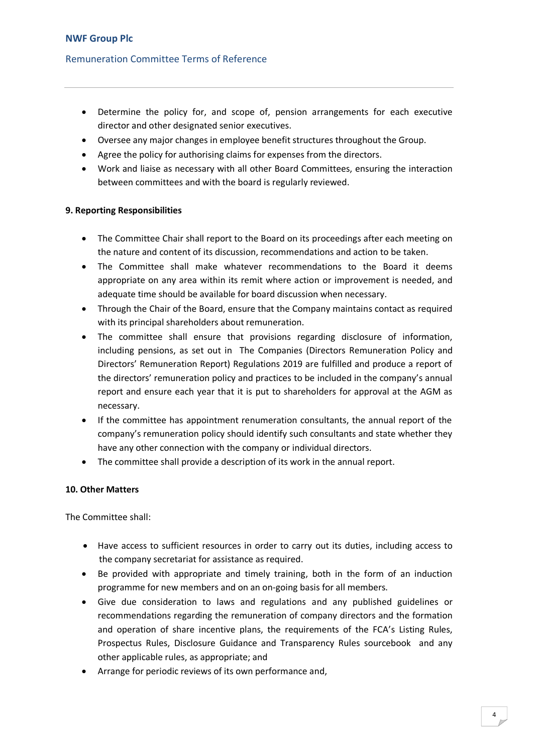- Determine the policy for, and scope of, pension arrangements for each executive director and other designated senior executives.
- Oversee any major changes in employee benefit structures throughout the Group.
- Agree the policy for authorising claims for expenses from the directors.
- Work and liaise as necessary with all other Board Committees, ensuring the interaction between committees and with the board is regularly reviewed.

**9. Reporting Responsibilities**

- The Committee Chair shall report to the Board on its proceedings after each meeting on the nature and content of its discussion, recommendations and action to be taken.
- The Committee shall make whatever recommendations to the Board it deems appropriate on any area within its remit where action or improvement is needed, and adequate time should be available for board discussion when necessary.
- Through the Chair of the Board, ensure that the Company maintains contact as required with its principal shareholders about remuneration.
- The committee shall ensure that provisions regarding disclosure of information, including pensions, as set out in The Companies (Directors Remuneration Policy and Directors' Remuneration Report) Regulations 2019 are fulfilled and produce a report of the directors' remuneration policy and practices to be included in the company's annual report and ensure each year that it is put to shareholders for approval at the AGM as necessary.
- If the committee has appointment renumeration consultants, the annual report of the company's remuneration policy should identify such consultants and state whether they have any other connection with the company or individual directors.
- The committee shall provide a description of its work in the annual report.

**10. Other Matters**

The Committee shall:

- Have access to sufficient resources in order to carry out its duties, including access to the company secretariat for assistance as required.
- Be provided with appropriate and timely training, both in the form of an induction programme for new members and on an on-going basis for all members.
- Give due consideration to laws and regulations and any published guidelines or recommendations regarding the remuneration of company directors and the formation and operation of share incentive plans, the requirements of the FCA's Listing Rules, Prospectus Rules, Disclosure Guidance and Transparency Rules sourcebook and any other applicable rules, as appropriate; and
- Arrange for periodic reviews of its own performance and,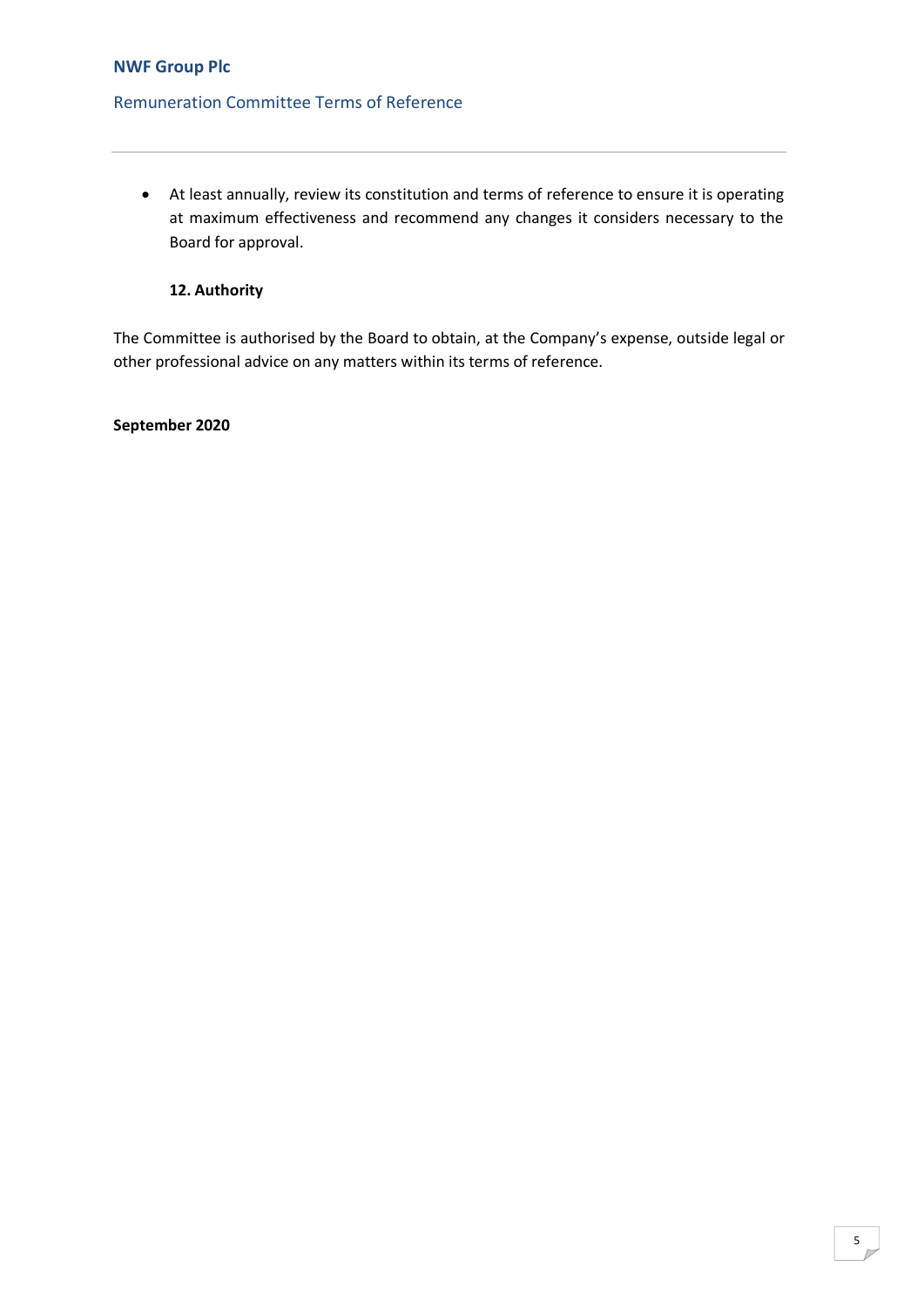- At least annually, review its constitution and terms of reference to ensure it is operating at maximum effectiveness and recommend any changes it considers necessary to the Board for approval.

### 12. Authority

The Committee is authorised by the Board to obtain, at the Company's expense, outside legal or other professional advice on any matters within its terms of reference.

**September 2020**